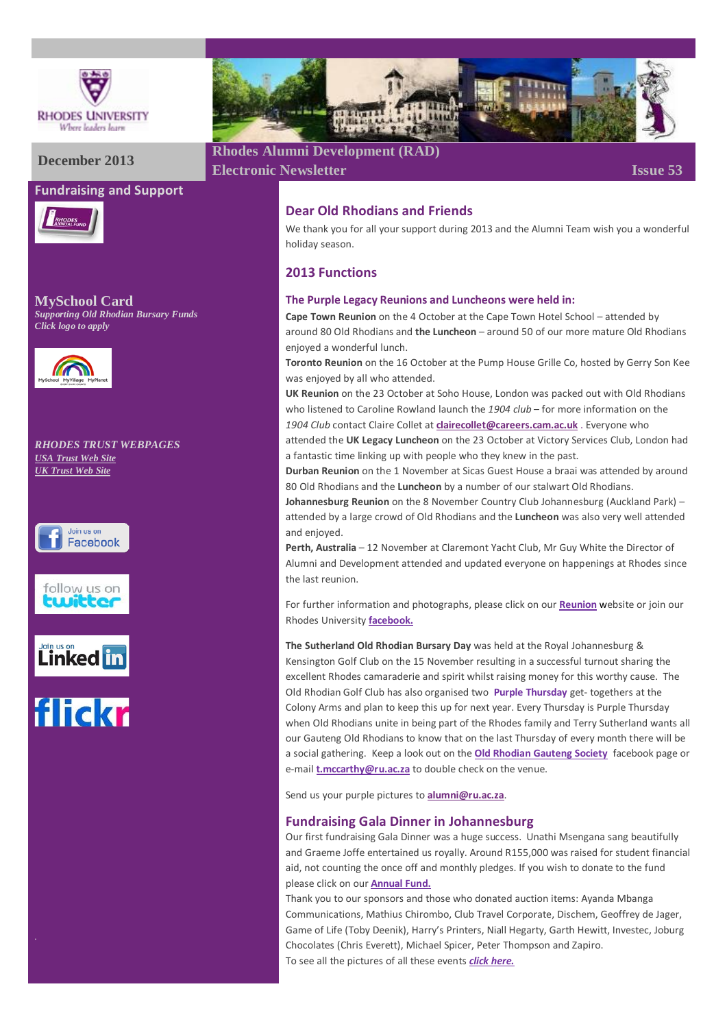December 2013

# Rhodes Alumni Development (RAD) Electronic Newsletter

Issue 53

## Fundraising and Support

**MySchool Card**

*Supporting Old Rhodian Bursary Funds*
*Click logo to apply*

***RHODES TRUST WEBPAGES***

*USA Trust Web Site*
*UK Trust Web Site*

## Dear Old Rhodians and Friends

We thank you for all your support during 2013 and the Alumni Team wish you a wonderful holiday season.

## 2013 Functions

### The Purple Legacy Reunions and Luncheons were held in:

**Cape Town Reunion** on the 4 October at the Cape Town Hotel School – attended by around 80 Old Rhodians and **the Luncheon** – around 50 of our more mature Old Rhodians enjoyed a wonderful lunch.

**Toronto Reunion** on the 16 October at the Pump House Grille Co, hosted by Gerry Son Kee was enjoyed by all who attended.

**UK Reunion** on the 23 October at Soho House, London was packed out with Old Rhodians who listened to Caroline Rowland launch the *1904 club* – for more information on the *1904 Club* contact Claire Collet at **clairecollet@careers.cam.ac.uk** . Everyone who attended the **UK Legacy Luncheon** on the 23 October at Victory Services Club, London had a fantastic time linking up with people who they knew in the past.

**Durban Reunion** on the 1 November at Sicas Guest House a braai was attended by around 80 Old Rhodians and the **Luncheon** by a number of our stalwart Old Rhodians.

**Johannesburg Reunion** on the 8 November Country Club Johannesburg (Auckland Park) – attended by a large crowd of Old Rhodians and the **Luncheon** was also very well attended and enjoyed.

**Perth, Australia** – 12 November at Claremont Yacht Club, Mr Guy White the Director of Alumni and Development attended and updated everyone on happenings at Rhodes since the last reunion.

For further information and photographs, please click on our **Reunion** **w**ebsite or join our Rhodes University **facebook.**

**The Sutherland Old Rhodian Bursary Day** was held at the Royal Johannesburg & Kensington Golf Club on the 15 November resulting in a successful turnout sharing the excellent Rhodes camaraderie and spirit whilst raising money for this worthy cause. The Old Rhodian Golf Club has also organised two **Purple Thursday** get- togethers at the Colony Arms and plan to keep this up for next year. Every Thursday is Purple Thursday when Old Rhodians unite in being part of the Rhodes family and Terry Sutherland wants all our Gauteng Old Rhodians to know that on the last Thursday of every month there will be a social gathering. Keep a look out on the **Old Rhodian Gauteng Society** facebook page or e-mail **t.mccarthy@ru.ac.za** to double check on the venue.

Send us your purple pictures to **alumni@ru.ac.za**.

## Fundraising Gala Dinner in Johannesburg

Our first fundraising Gala Dinner was a huge success. Unathi Msengana sang beautifully and Graeme Joffe entertained us royally. Around R155,000 was raised for student financial aid, not counting the once off and monthly pledges. If you wish to donate to the fund please click on our **Annual Fund.**

Thank you to our sponsors and those who donated auction items: Ayanda Mbanga Communications, Mathius Chirombo, Club Travel Corporate, Dischem, Geoffrey de Jager, Game of Life (Toby Deenik), Harry's Printers, Niall Hegarty, Garth Hewitt, Investec, Joburg Chocolates (Chris Everett), Michael Spicer, Peter Thompson and Zapiro.

To see all the pictures of all these events ***click here.***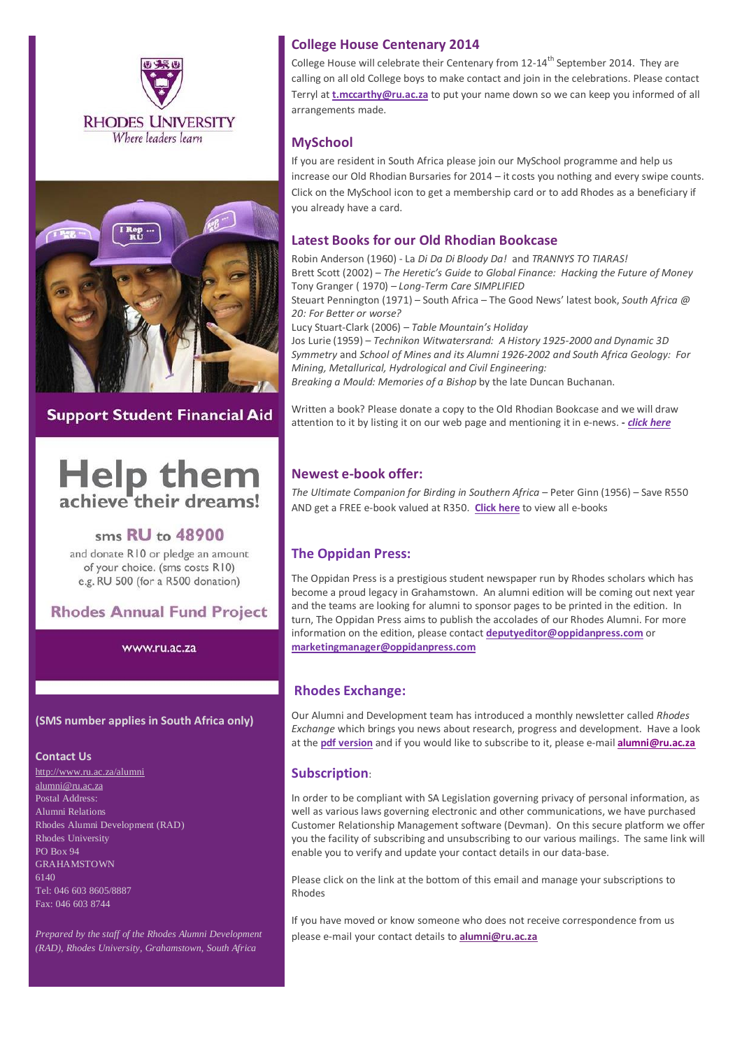RHODES UNIVERSITY
Where leaders learn

Support Student Financial Aid

Help them achieve their dreams!

sms RU to 48900

and donate R10 or pledge an amount of your choice. (sms costs R10) e.g. RU 500 (for a R500 donation)

Rhodes Annual Fund Project

www.ru.ac.za

**(SMS number applies in South Africa only)**

**Contact Us**

http://www.ru.ac.za/alumni
alumni@ru.ac.za
Postal Address:
Alumni Relations
Rhodes Alumni Development (RAD)
Rhodes University
PO Box 94
GRAHAMSTOWN
6140
Tel: 046 603 8605/8887
Fax: 046 603 8744

*Prepared by the staff of the Rhodes Alumni Development (RAD), Rhodes University, Grahamstown, South Africa*

## College House Centenary 2014

College House will celebrate their Centenary from 12-14th September 2014. They are calling on all old College boys to make contact and join in the celebrations. Please contact Terryl at **t.mccarthy@ru.ac.za** to put your name down so we can keep you informed of all arrangements made.

## MySchool

If you are resident in South Africa please join our MySchool programme and help us increase our Old Rhodian Bursaries for 2014 – it costs you nothing and every swipe counts. Click on the MySchool icon to get a membership card or to add Rhodes as a beneficiary if you already have a card.

## Latest Books for our Old Rhodian Bookcase

Robin Anderson (1960) - La *Di Da Di Bloody Da!* and *TRANNYS TO TIARAS!*
Brett Scott (2002) – *The Heretic's Guide to Global Finance: Hacking the Future of Money*
Tony Granger ( 1970) – *Long-Term Care SIMPLIFIED*
Steuart Pennington (1971) – South Africa – The Good News' latest book, *South Africa @ 20: For Better or worse?*
Lucy Stuart-Clark (2006) – *Table Mountain's Holiday*
Jos Lurie (1959) – *Technikon Witwatersrand: A History 1925-2000 and Dynamic 3D Symmetry* and *School of Mines and its Alumni 1926-2002 and South Africa Geology: For Mining, Metallurical, Hydrological and Civil Engineering:*
*Breaking a Mould: Memories of a Bishop* by the late Duncan Buchanan.

Written a book? Please donate a copy to the Old Rhodian Bookcase and we will draw attention to it by listing it on our web page and mentioning it in e-news. - ***click here***

## Newest e-book offer:

*The Ultimate Companion for Birding in Southern Africa* – Peter Ginn (1956) – Save R550 AND get a FREE e-book valued at R350. **Click here** to view all e-books

## The Oppidan Press:

The Oppidan Press is a prestigious student newspaper run by Rhodes scholars which has become a proud legacy in Grahamstown. An alumni edition will be coming out next year and the teams are looking for alumni to sponsor pages to be printed in the edition. In turn, The Oppidan Press aims to publish the accolades of our Rhodes Alumni. For more information on the edition, please contact **deputyeditor@oppidanpress.com** or **marketingmanager@oppidanpress.com**

## Rhodes Exchange:

Our Alumni and Development team has introduced a monthly newsletter called *Rhodes Exchange* which brings you news about research, progress and development. Have a look at the **pdf version** and if you would like to subscribe to it, please e-mail **alumni@ru.ac.za**

## Subscription:

In order to be compliant with SA Legislation governing privacy of personal information, as well as various laws governing electronic and other communications, we have purchased Customer Relationship Management software (Devman). On this secure platform we offer you the facility of subscribing and unsubscribing to our various mailings. The same link will enable you to verify and update your contact details in our data-base.

Please click on the link at the bottom of this email and manage your subscriptions to Rhodes

If you have moved or know someone who does not receive correspondence from us please e-mail your contact details to **alumni@ru.ac.za**